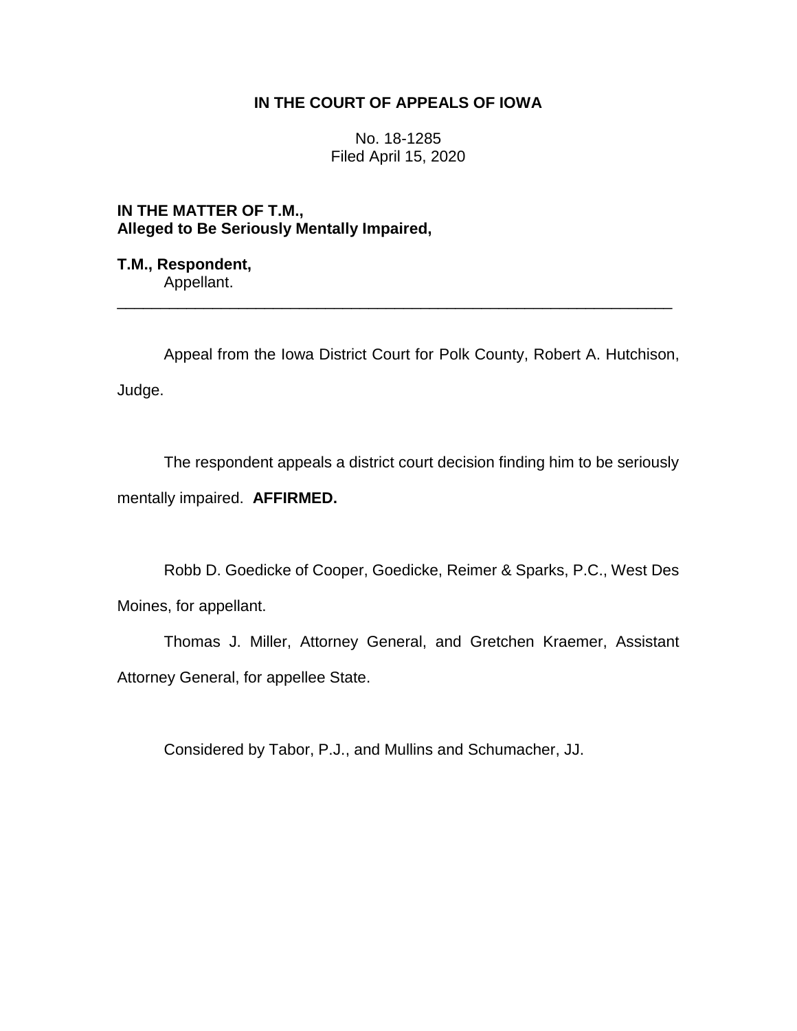# IN THE COURT OF APPEALS OF IOWA

No. 18-1285
Filed April 15, 2020

**IN THE MATTER OF T.M.,**
**Alleged to Be Seriously Mentally Impaired,**

**T.M., Respondent,**
Appellant.

---

Appeal from the Iowa District Court for Polk County, Robert A. Hutchison, Judge.

The respondent appeals a district court decision finding him to be seriously mentally impaired. **AFFIRMED.**

Robb D. Goedicke of Cooper, Goedicke, Reimer & Sparks, P.C., West Des Moines, for appellant.

Thomas J. Miller, Attorney General, and Gretchen Kraemer, Assistant Attorney General, for appellee State.

Considered by Tabor, P.J., and Mullins and Schumacher, JJ.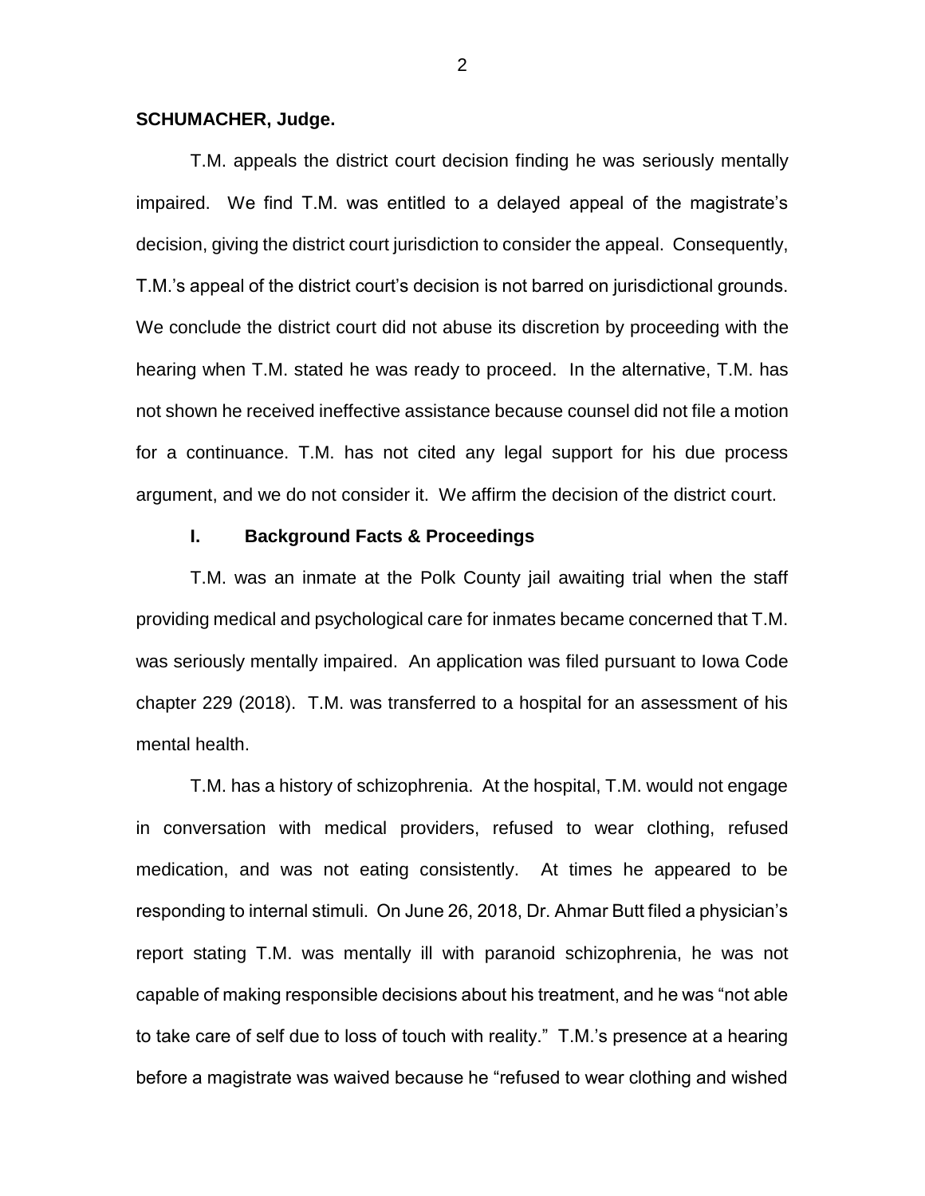**SCHUMACHER, Judge.**

T.M. appeals the district court decision finding he was seriously mentally impaired. We find T.M. was entitled to a delayed appeal of the magistrate's decision, giving the district court jurisdiction to consider the appeal. Consequently, T.M.'s appeal of the district court's decision is not barred on jurisdictional grounds. We conclude the district court did not abuse its discretion by proceeding with the hearing when T.M. stated he was ready to proceed. In the alternative, T.M. has not shown he received ineffective assistance because counsel did not file a motion for a continuance. T.M. has not cited any legal support for his due process argument, and we do not consider it. We affirm the decision of the district court.

## I. Background Facts & Proceedings

T.M. was an inmate at the Polk County jail awaiting trial when the staff providing medical and psychological care for inmates became concerned that T.M. was seriously mentally impaired. An application was filed pursuant to Iowa Code chapter 229 (2018). T.M. was transferred to a hospital for an assessment of his mental health.

T.M. has a history of schizophrenia. At the hospital, T.M. would not engage in conversation with medical providers, refused to wear clothing, refused medication, and was not eating consistently. At times he appeared to be responding to internal stimuli. On June 26, 2018, Dr. Ahmar Butt filed a physician's report stating T.M. was mentally ill with paranoid schizophrenia, he was not capable of making responsible decisions about his treatment, and he was "not able to take care of self due to loss of touch with reality." T.M.'s presence at a hearing before a magistrate was waived because he "refused to wear clothing and wished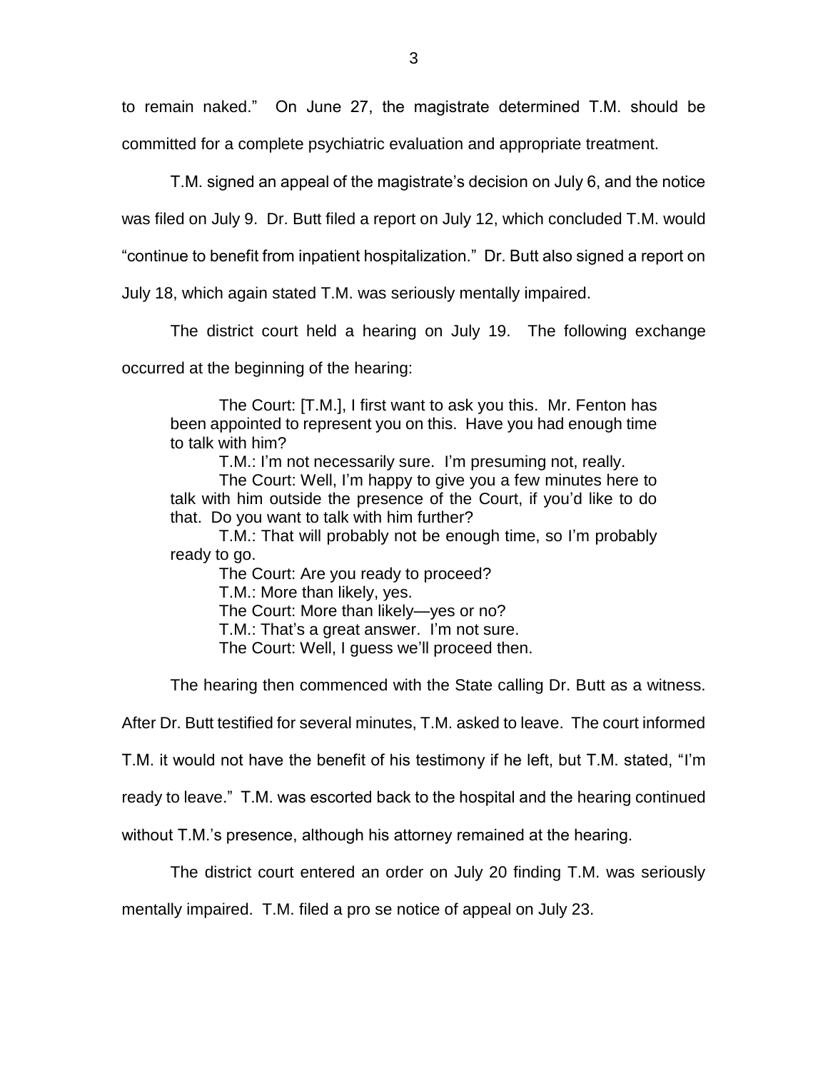to remain naked." On June 27, the magistrate determined T.M. should be committed for a complete psychiatric evaluation and appropriate treatment.

T.M. signed an appeal of the magistrate's decision on July 6, and the notice was filed on July 9. Dr. Butt filed a report on July 12, which concluded T.M. would "continue to benefit from inpatient hospitalization." Dr. Butt also signed a report on July 18, which again stated T.M. was seriously mentally impaired.

The district court held a hearing on July 19. The following exchange occurred at the beginning of the hearing:

> The Court: [T.M.], I first want to ask you this. Mr. Fenton has been appointed to represent you on this. Have you had enough time to talk with him?
>
> T.M.: I'm not necessarily sure. I'm presuming not, really.
>
> The Court: Well, I'm happy to give you a few minutes here to talk with him outside the presence of the Court, if you'd like to do that. Do you want to talk with him further?
>
> T.M.: That will probably not be enough time, so I'm probably ready to go.
>
> The Court: Are you ready to proceed?
>
> T.M.: More than likely, yes.
>
> The Court: More than likely—yes or no?
>
> T.M.: That's a great answer. I'm not sure.
>
> The Court: Well, I guess we'll proceed then.

The hearing then commenced with the State calling Dr. Butt as a witness. After Dr. Butt testified for several minutes, T.M. asked to leave. The court informed T.M. it would not have the benefit of his testimony if he left, but T.M. stated, "I'm ready to leave." T.M. was escorted back to the hospital and the hearing continued without T.M.'s presence, although his attorney remained at the hearing.

The district court entered an order on July 20 finding T.M. was seriously mentally impaired. T.M. filed a pro se notice of appeal on July 23.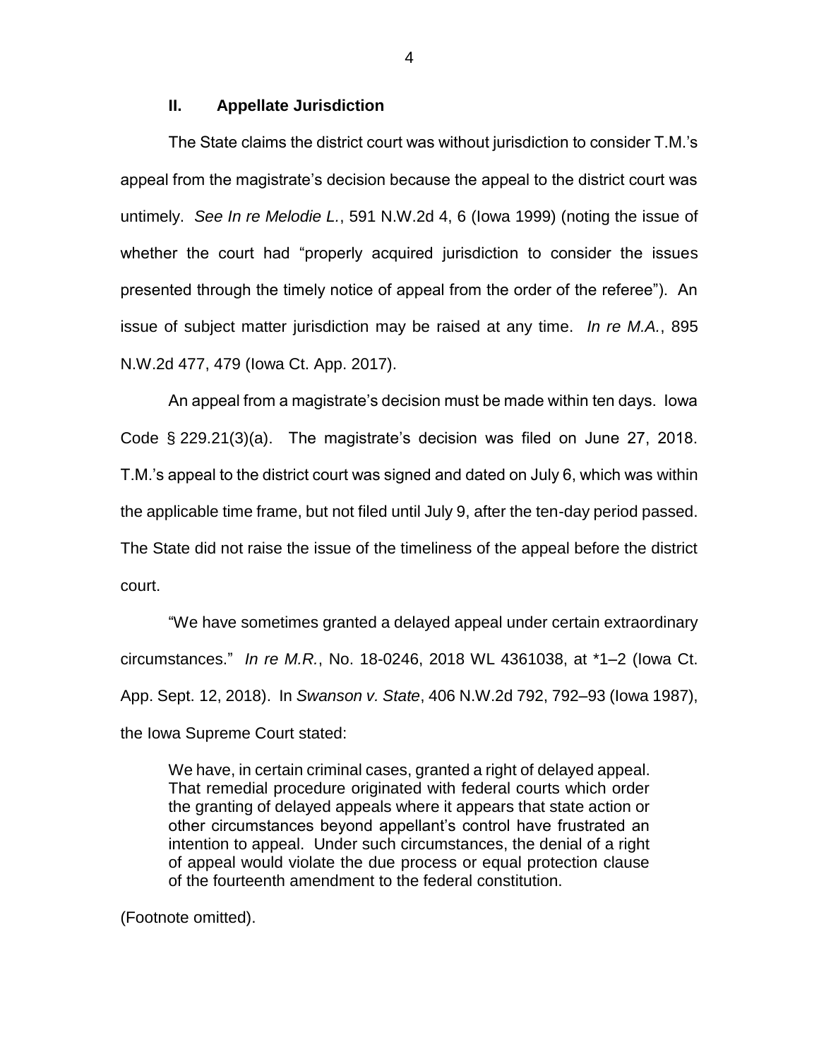## II. Appellate Jurisdiction

The State claims the district court was without jurisdiction to consider T.M.'s appeal from the magistrate's decision because the appeal to the district court was untimely. *See In re Melodie L.*, 591 N.W.2d 4, 6 (Iowa 1999) (noting the issue of whether the court had "properly acquired jurisdiction to consider the issues presented through the timely notice of appeal from the order of the referee"). An issue of subject matter jurisdiction may be raised at any time. *In re M.A.*, 895 N.W.2d 477, 479 (Iowa Ct. App. 2017).

An appeal from a magistrate's decision must be made within ten days. Iowa Code § 229.21(3)(a). The magistrate's decision was filed on June 27, 2018. T.M.'s appeal to the district court was signed and dated on July 6, which was within the applicable time frame, but not filed until July 9, after the ten-day period passed. The State did not raise the issue of the timeliness of the appeal before the district court.

"We have sometimes granted a delayed appeal under certain extraordinary circumstances." *In re M.R.*, No. 18-0246, 2018 WL 4361038, at *1–2 (Iowa Ct. App. Sept. 12, 2018). In *Swanson v. State*, 406 N.W.2d 792, 792–93 (Iowa 1987), the Iowa Supreme Court stated:

> We have, in certain criminal cases, granted a right of delayed appeal. That remedial procedure originated with federal courts which order the granting of delayed appeals where it appears that state action or other circumstances beyond appellant's control have frustrated an intention to appeal. Under such circumstances, the denial of a right of appeal would violate the due process or equal protection clause of the fourteenth amendment to the federal constitution.

(Footnote omitted).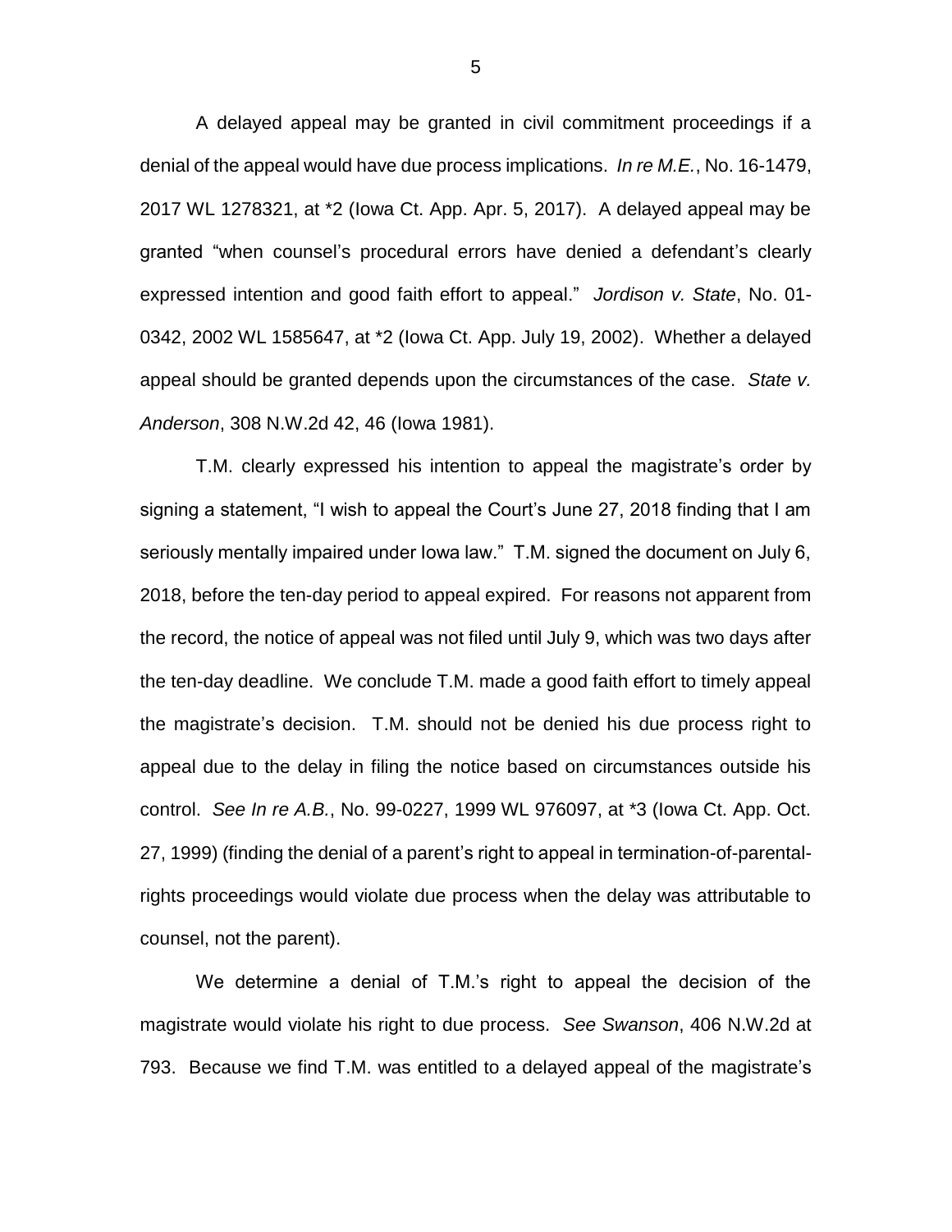A delayed appeal may be granted in civil commitment proceedings if a denial of the appeal would have due process implications. *In re M.E.*, No. 16-1479, 2017 WL 1278321, at *2 (Iowa Ct. App. Apr. 5, 2017). A delayed appeal may be granted "when counsel's procedural errors have denied a defendant's clearly expressed intention and good faith effort to appeal." *Jordison v. State*, No. 01-0342, 2002 WL 1585647, at *2 (Iowa Ct. App. July 19, 2002). Whether a delayed appeal should be granted depends upon the circumstances of the case. *State v. Anderson*, 308 N.W.2d 42, 46 (Iowa 1981).

T.M. clearly expressed his intention to appeal the magistrate's order by signing a statement, "I wish to appeal the Court's June 27, 2018 finding that I am seriously mentally impaired under Iowa law." T.M. signed the document on July 6, 2018, before the ten-day period to appeal expired. For reasons not apparent from the record, the notice of appeal was not filed until July 9, which was two days after the ten-day deadline. We conclude T.M. made a good faith effort to timely appeal the magistrate's decision. T.M. should not be denied his due process right to appeal due to the delay in filing the notice based on circumstances outside his control. *See In re A.B.*, No. 99-0227, 1999 WL 976097, at *3 (Iowa Ct. App. Oct. 27, 1999) (finding the denial of a parent's right to appeal in termination-of-parental-rights proceedings would violate due process when the delay was attributable to counsel, not the parent).

We determine a denial of T.M.'s right to appeal the decision of the magistrate would violate his right to due process. *See Swanson*, 406 N.W.2d at 793. Because we find T.M. was entitled to a delayed appeal of the magistrate's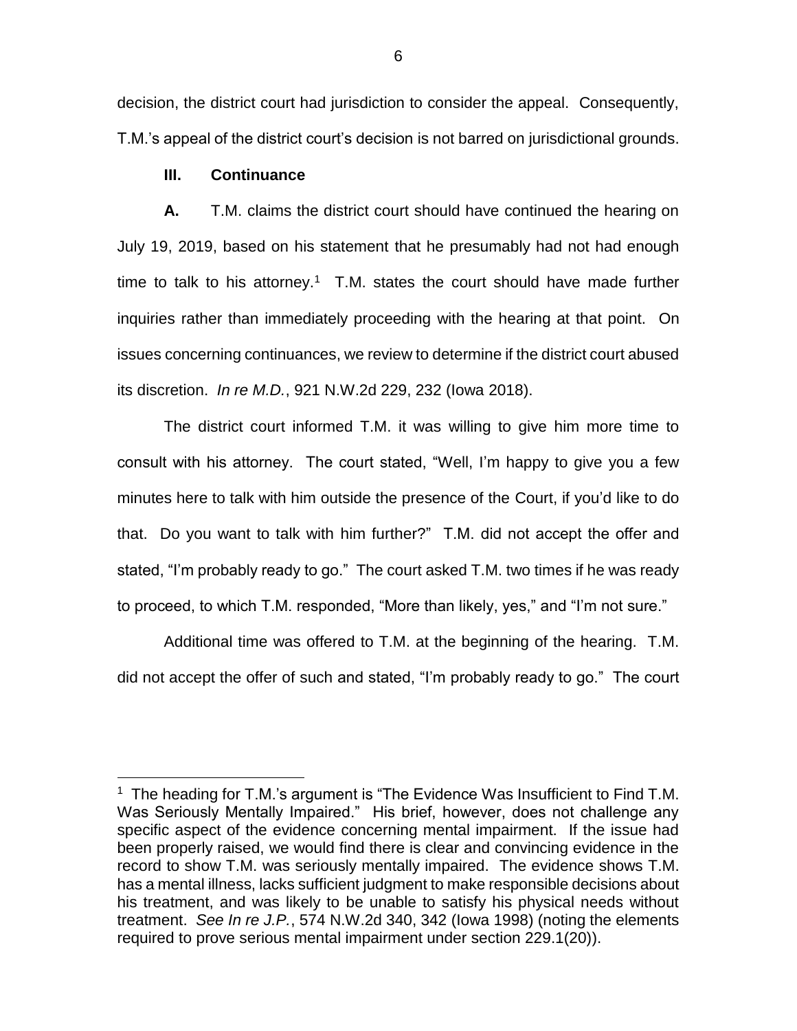decision, the district court had jurisdiction to consider the appeal. Consequently, T.M.'s appeal of the district court's decision is not barred on jurisdictional grounds.

### III. Continuance

**A.** T.M. claims the district court should have continued the hearing on July 19, 2019, based on his statement that he presumably had not had enough time to talk to his attorney.[1] T.M. states the court should have made further inquiries rather than immediately proceeding with the hearing at that point. On issues concerning continuances, we review to determine if the district court abused its discretion. *In re M.D.*, 921 N.W.2d 229, 232 (Iowa 2018).

The district court informed T.M. it was willing to give him more time to consult with his attorney. The court stated, "Well, I'm happy to give you a few minutes here to talk with him outside the presence of the Court, if you'd like to do that. Do you want to talk with him further?" T.M. did not accept the offer and stated, "I'm probably ready to go." The court asked T.M. two times if he was ready to proceed, to which T.M. responded, "More than likely, yes," and "I'm not sure."

Additional time was offered to T.M. at the beginning of the hearing. T.M. did not accept the offer of such and stated, "I'm probably ready to go." The court

---

[1] The heading for T.M.'s argument is "The Evidence Was Insufficient to Find T.M. Was Seriously Mentally Impaired." His brief, however, does not challenge any specific aspect of the evidence concerning mental impairment. If the issue had been properly raised, we would find there is clear and convincing evidence in the record to show T.M. was seriously mentally impaired. The evidence shows T.M. has a mental illness, lacks sufficient judgment to make responsible decisions about his treatment, and was likely to be unable to satisfy his physical needs without treatment. *See In re J.P.*, 574 N.W.2d 340, 342 (Iowa 1998) (noting the elements required to prove serious mental impairment under section 229.1(20)).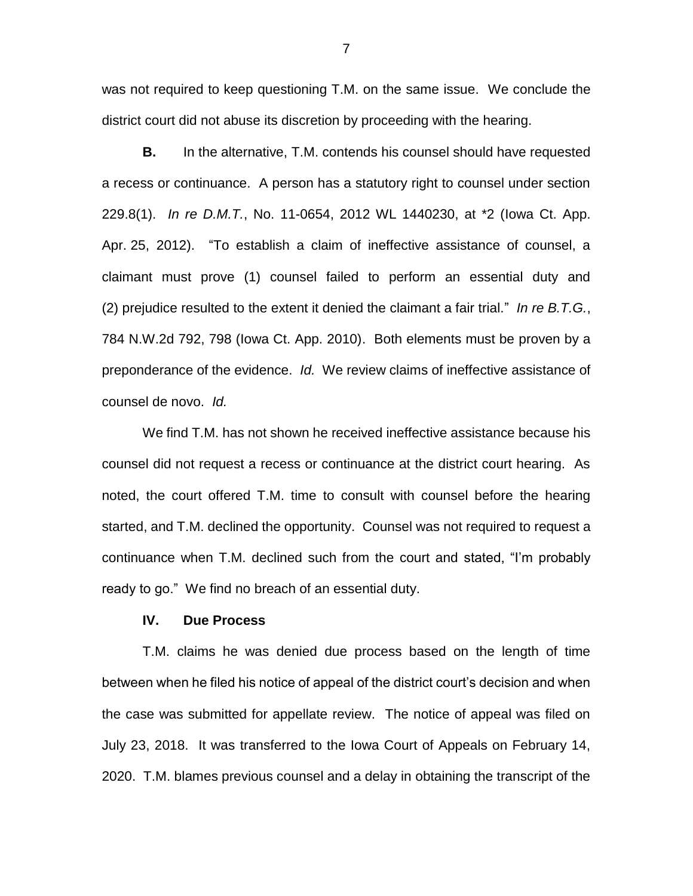was not required to keep questioning T.M. on the same issue. We conclude the district court did not abuse its discretion by proceeding with the hearing.

**B.** In the alternative, T.M. contends his counsel should have requested a recess or continuance. A person has a statutory right to counsel under section 229.8(1). *In re D.M.T.*, No. 11-0654, 2012 WL 1440230, at *2 (Iowa Ct. App. Apr. 25, 2012). "To establish a claim of ineffective assistance of counsel, a claimant must prove (1) counsel failed to perform an essential duty and (2) prejudice resulted to the extent it denied the claimant a fair trial." *In re B.T.G.*, 784 N.W.2d 792, 798 (Iowa Ct. App. 2010). Both elements must be proven by a preponderance of the evidence. *Id.* We review claims of ineffective assistance of counsel de novo. *Id.*

We find T.M. has not shown he received ineffective assistance because his counsel did not request a recess or continuance at the district court hearing. As noted, the court offered T.M. time to consult with counsel before the hearing started, and T.M. declined the opportunity. Counsel was not required to request a continuance when T.M. declined such from the court and stated, "I'm probably ready to go." We find no breach of an essential duty.

## IV. Due Process

T.M. claims he was denied due process based on the length of time between when he filed his notice of appeal of the district court's decision and when the case was submitted for appellate review. The notice of appeal was filed on July 23, 2018. It was transferred to the Iowa Court of Appeals on February 14, 2020. T.M. blames previous counsel and a delay in obtaining the transcript of the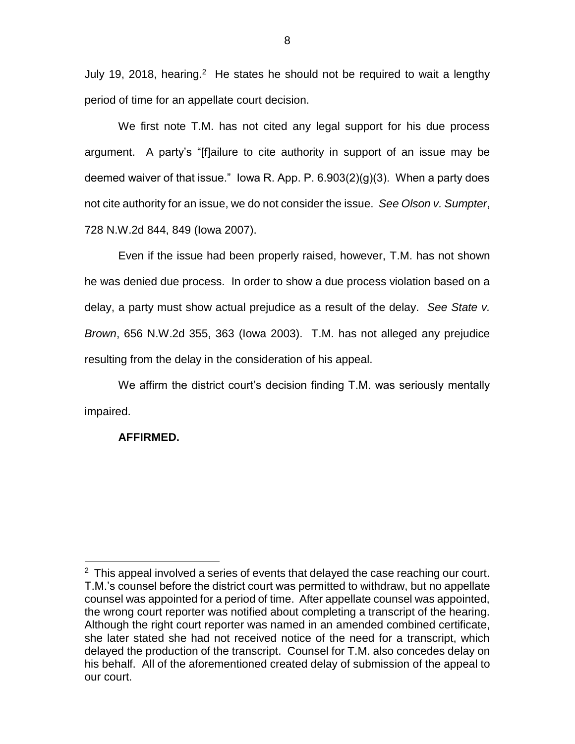July 19, 2018, hearing.[2] He states he should not be required to wait a lengthy period of time for an appellate court decision.

We first note T.M. has not cited any legal support for his due process argument. A party's "[f]ailure to cite authority in support of an issue may be deemed waiver of that issue." Iowa R. App. P. 6.903(2)(g)(3). When a party does not cite authority for an issue, we do not consider the issue. *See Olson v. Sumpter*, 728 N.W.2d 844, 849 (Iowa 2007).

Even if the issue had been properly raised, however, T.M. has not shown he was denied due process. In order to show a due process violation based on a delay, a party must show actual prejudice as a result of the delay. *See State v. Brown*, 656 N.W.2d 355, 363 (Iowa 2003). T.M. has not alleged any prejudice resulting from the delay in the consideration of his appeal.

We affirm the district court's decision finding T.M. was seriously mentally impaired.

**AFFIRMED.**

[2] This appeal involved a series of events that delayed the case reaching our court. T.M.'s counsel before the district court was permitted to withdraw, but no appellate counsel was appointed for a period of time. After appellate counsel was appointed, the wrong court reporter was notified about completing a transcript of the hearing. Although the right court reporter was named in an amended combined certificate, she later stated she had not received notice of the need for a transcript, which delayed the production of the transcript. Counsel for T.M. also concedes delay on his behalf. All of the aforementioned created delay of submission of the appeal to our court.